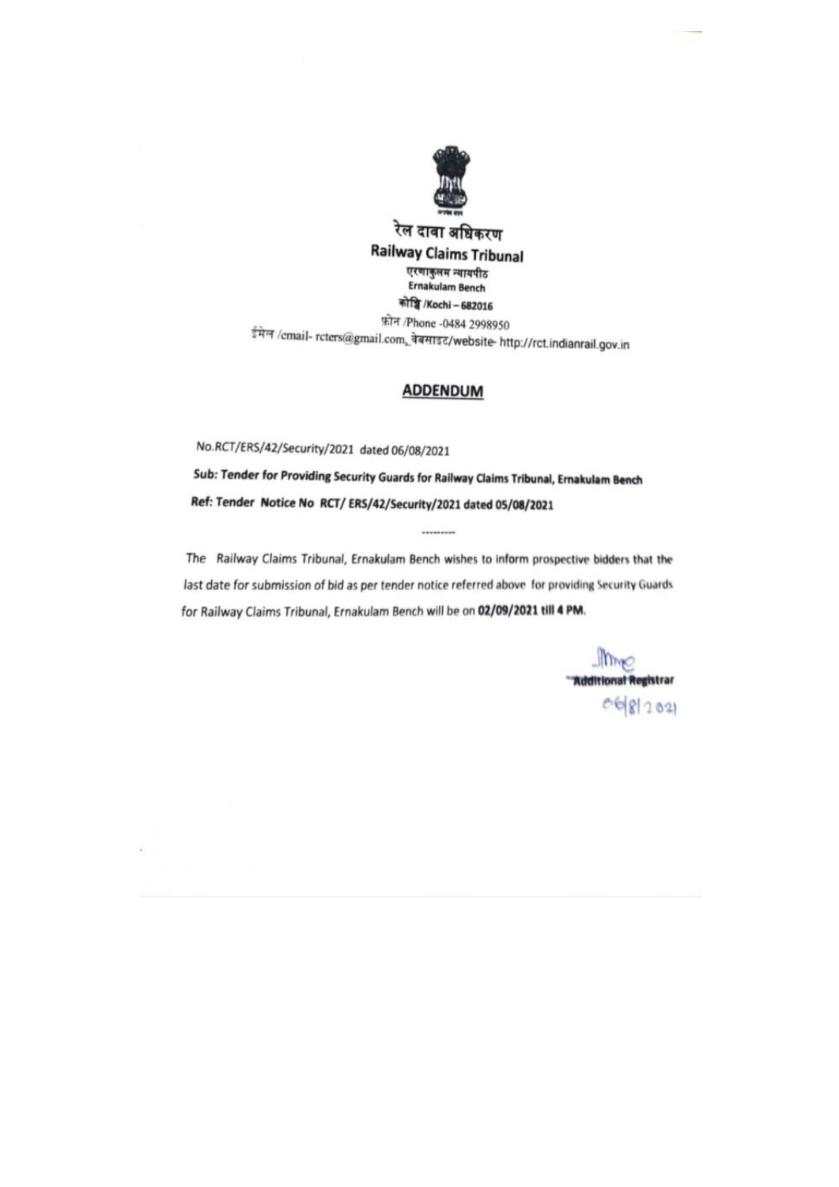रेल दावा अधिकरण

**Railway Claims Tribunal**

एरणाकुलम न्यायपीठ

**Ernakulam Bench**

**कोच्चि /Kochi – 682016**

फ़ोन /Phone -0484 2998950

ईमेल /email- rcters@gmail.com, वेबसाइट/website- http://rct.indianrail.gov.in

## ADDENDUM

No.RCT/ERS/42/Security/2021 dated 06/08/2021

**Sub: Tender for Providing Security Guards for Railway Claims Tribunal, Ernakulam Bench**

**Ref: Tender Notice No RCT/ ERS/42/Security/2021 dated 05/08/2021**

---------

The Railway Claims Tribunal, Ernakulam Bench wishes to inform prospective bidders that the last date for submission of bid as per tender notice referred above for providing Security Guards for Railway Claims Tribunal, Ernakulam Bench will be on **02/09/2021 till 4 PM.**

**Additional Registrar**

06/8/2021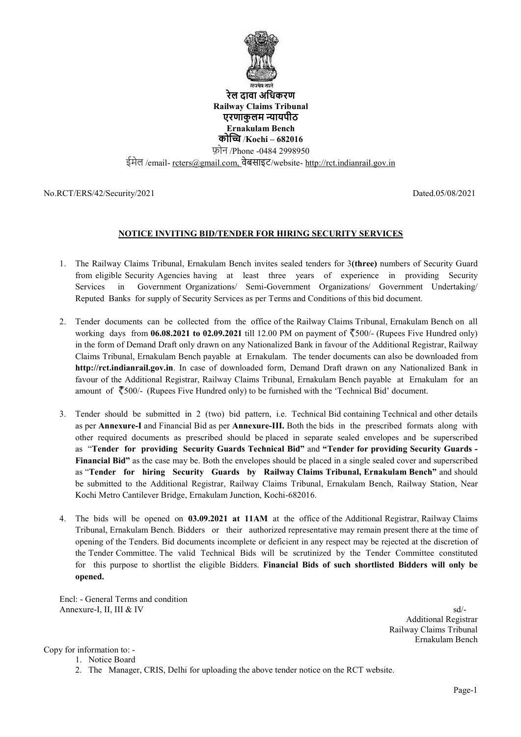रेल दावा अधिकरण
**Railway Claims Tribunal**
एरणाकुलम न्यायपीठ
**Ernakulam Bench**
कोच्चि /**Kochi – 682016**
फ़ोन /Phone -0484 2998950
ईमेल /email- rcters@gmail.com, वेबसाइट/website- http://rct.indianrail.gov.in

No.RCT/ERS/42/Security/2021 Dated.05/08/2021

**NOTICE INVITING BID/TENDER FOR HIRING SECURITY SERVICES**

1. The Railway Claims Tribunal, Ernakulam Bench invites sealed tenders for 3**(three)** numbers of Security Guard from eligible Security Agencies having at least three years of experience in providing Security Services in Government Organizations/ Semi-Government Organizations/ Government Undertaking/ Reputed Banks for supply of Security Services as per Terms and Conditions of this bid document.

2. Tender documents can be collected from the office of the Railway Claims Tribunal, Ernakulam Bench on all working days from **06.08.2021 to 02.09.2021** till 12.00 PM on payment of ₹500/- (Rupees Five Hundred only) in the form of Demand Draft only drawn on any Nationalized Bank in favour of the Additional Registrar, Railway Claims Tribunal, Ernakulam Bench payable at Ernakulam. The tender documents can also be downloaded from **http://rct.indianrail.gov.in**. In case of downloaded form, Demand Draft drawn on any Nationalized Bank in favour of the Additional Registrar, Railway Claims Tribunal, Ernakulam Bench payable at Ernakulam for an amount of ₹500/- (Rupees Five Hundred only) to be furnished with the 'Technical Bid' document.

3. Tender should be submitted in 2 (two) bid pattern, i.e. Technical Bid containing Technical and other details as per **Annexure-I** and Financial Bid as per **Annexure-III.** Both the bids in the prescribed formats along with other required documents as prescribed should be placed in separate sealed envelopes and be superscribed as "**Tender for providing Security Guards Technical Bid"** and **"Tender for providing Security Guards - Financial Bid"** as the case may be. Both the envelopes should be placed in a single sealed cover and superscribed as "**Tender for hiring Security Guards by Railway Claims Tribunal, Ernakulam Bench"** and should be submitted to the Additional Registrar, Railway Claims Tribunal, Ernakulam Bench, Railway Station, Near Kochi Metro Cantilever Bridge, Ernakulam Junction, Kochi-682016.

4. The bids will be opened on **03.09.2021 at 11AM** at the office of the Additional Registrar, Railway Claims Tribunal, Ernakulam Bench. Bidders or their authorized representative may remain present there at the time of opening of the Tenders. Bid documents incomplete or deficient in any respect may be rejected at the discretion of the Tender Committee. The valid Technical Bids will be scrutinized by the Tender Committee constituted for this purpose to shortlist the eligible Bidders. **Financial Bids of such shortlisted Bidders will only be opened.**

Encl: - General Terms and condition
Annexure-I, II, III & IV

sd/-
Additional Registrar
Railway Claims Tribunal
Ernakulam Bench

Copy for information to: -

1. Notice Board
2. The Manager, CRIS, Delhi for uploading the above tender notice on the RCT website.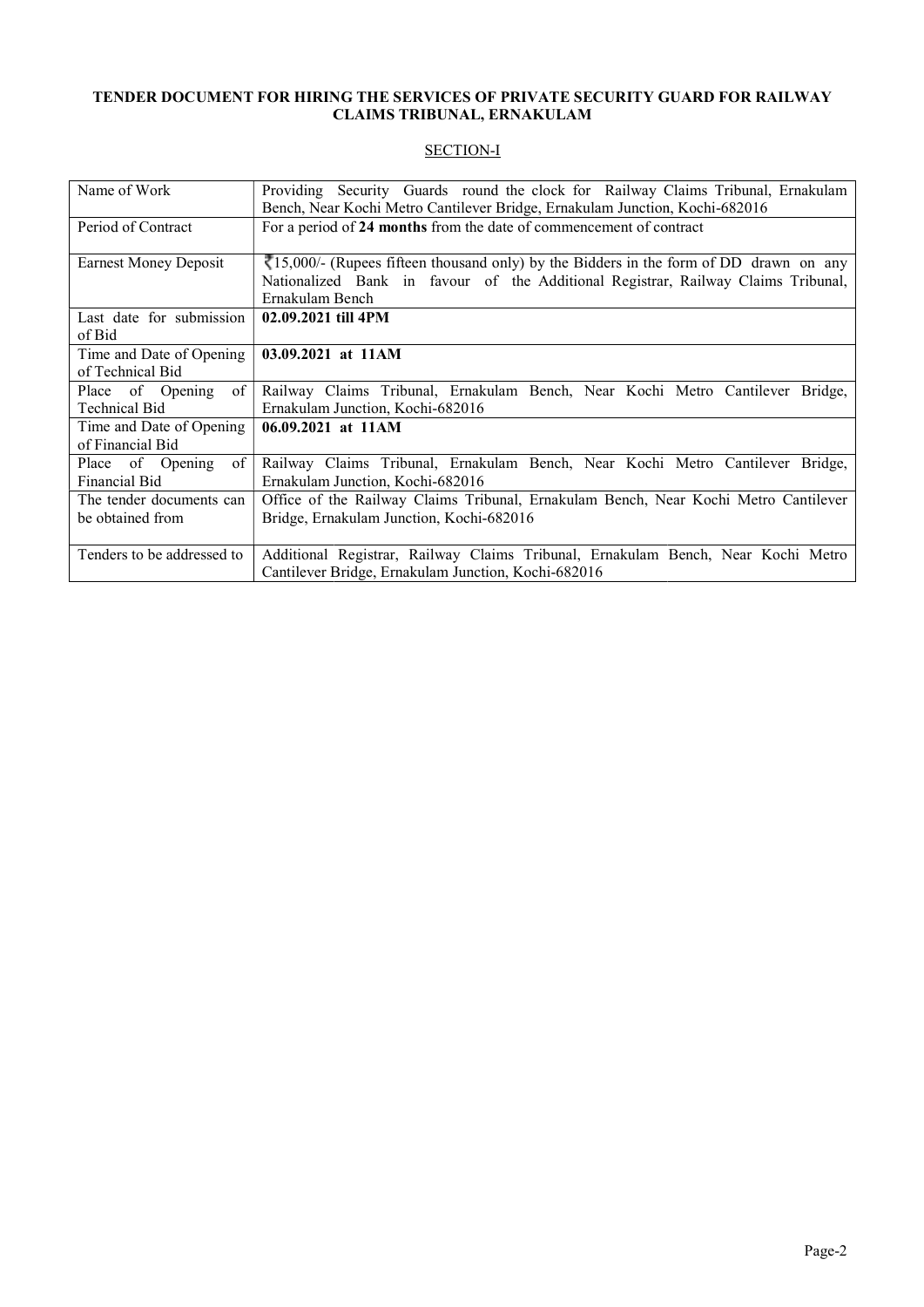**TENDER DOCUMENT FOR HIRING THE SERVICES OF PRIVATE SECURITY GUARD FOR RAILWAY CLAIMS TRIBUNAL, ERNAKULAM**

SECTION-I

| Name of Work | Providing Security Guards round the clock for Railway Claims Tribunal, Ernakulam Bench, Near Kochi Metro Cantilever Bridge, Ernakulam Junction, Kochi-682016 |
|---|---|
| Period of Contract | For a period of **24 months** from the date of commencement of contract |
| Earnest Money Deposit | ₹15,000/- (Rupees fifteen thousand only) by the Bidders in the form of DD drawn on any Nationalized Bank in favour of the Additional Registrar, Railway Claims Tribunal, Ernakulam Bench |
| Last date for submission of Bid | **02.09.2021 till 4PM** |
| Time and Date of Opening of Technical Bid | **03.09.2021 at 11AM** |
| Place of Opening of Technical Bid | Railway Claims Tribunal, Ernakulam Bench, Near Kochi Metro Cantilever Bridge, Ernakulam Junction, Kochi-682016 |
| Time and Date of Opening of Financial Bid | **06.09.2021 at 11AM** |
| Place of Opening of Financial Bid | Railway Claims Tribunal, Ernakulam Bench, Near Kochi Metro Cantilever Bridge, Ernakulam Junction, Kochi-682016 |
| The tender documents can be obtained from | Office of the Railway Claims Tribunal, Ernakulam Bench, Near Kochi Metro Cantilever Bridge, Ernakulam Junction, Kochi-682016 |
| Tenders to be addressed to | Additional Registrar, Railway Claims Tribunal, Ernakulam Bench, Near Kochi Metro Cantilever Bridge, Ernakulam Junction, Kochi-682016 |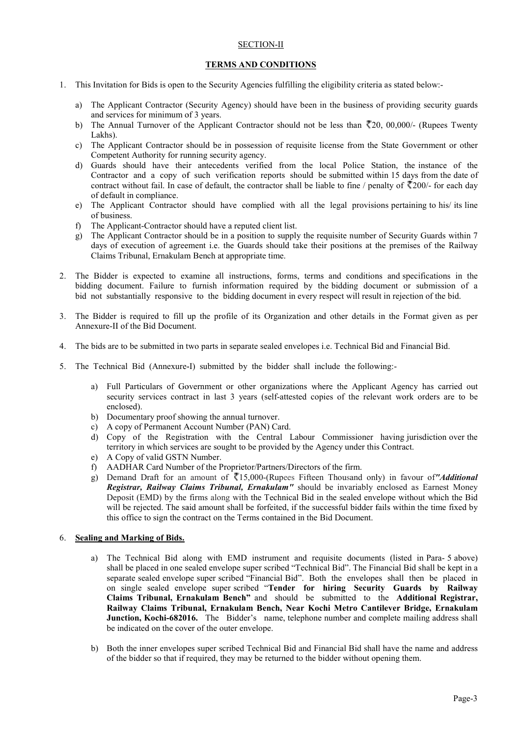## SECTION-II

## TERMS AND CONDITIONS

1. This Invitation for Bids is open to the Security Agencies fulfilling the eligibility criteria as stated below:-

   a) The Applicant Contractor (Security Agency) should have been in the business of providing security guards and services for minimum of 3 years.
   b) The Annual Turnover of the Applicant Contractor should not be less than ₹20, 00,000/- (Rupees Twenty Lakhs).
   c) The Applicant Contractor should be in possession of requisite license from the State Government or other Competent Authority for running security agency.
   d) Guards should have their antecedents verified from the local Police Station, the instance of the Contractor and a copy of such verification reports should be submitted within 15 days from the date of contract without fail. In case of default, the contractor shall be liable to fine / penalty of ₹200/- for each day of default in compliance.
   e) The Applicant Contractor should have complied with all the legal provisions pertaining to his/ its line of business.
   f) The Applicant-Contractor should have a reputed client list.
   g) The Applicant Contractor should be in a position to supply the requisite number of Security Guards within 7 days of execution of agreement i.e. the Guards should take their positions at the premises of the Railway Claims Tribunal, Ernakulam Bench at appropriate time.

2. The Bidder is expected to examine all instructions, forms, terms and conditions and specifications in the bidding document. Failure to furnish information required by the bidding document or submission of a bid not substantially responsive to the bidding document in every respect will result in rejection of the bid.

3. The Bidder is required to fill up the profile of its Organization and other details in the Format given as per Annexure-II of the Bid Document.

4. The bids are to be submitted in two parts in separate sealed envelopes i.e. Technical Bid and Financial Bid.

5. The Technical Bid (Annexure-I) submitted by the bidder shall include the following:-

   a) Full Particulars of Government or other organizations where the Applicant Agency has carried out security services contract in last 3 years (self-attested copies of the relevant work orders are to be enclosed).
   b) Documentary proof showing the annual turnover.
   c) A copy of Permanent Account Number (PAN) Card.
   d) Copy of the Registration with the Central Labour Commissioner having jurisdiction over the territory in which services are sought to be provided by the Agency under this Contract.
   e) A Copy of valid GSTN Number.
   f) AADHAR Card Number of the Proprietor/Partners/Directors of the firm.
   g) Demand Draft for an amount of ₹15,000-(Rupees Fifteen Thousand only) in favour of ***"Additional Registrar, Railway Claims Tribunal, Ernakulam"*** should be invariably enclosed as Earnest Money Deposit (EMD) by the firms along with the Technical Bid in the sealed envelope without which the Bid will be rejected. The said amount shall be forfeited, if the successful bidder fails within the time fixed by this office to sign the contract on the Terms contained in the Bid Document.

6. **Sealing and Marking of Bids.**

   a) The Technical Bid along with EMD instrument and requisite documents (listed in Para- 5 above) shall be placed in one sealed envelope super scribed "Technical Bid". The Financial Bid shall be kept in a separate sealed envelope super scribed "Financial Bid". Both the envelopes shall then be placed in on single sealed envelope super scribed "**Tender for hiring Security Guards by Railway Claims Tribunal, Ernakulam Bench"** and should be submitted to the **Additional Registrar, Railway Claims Tribunal, Ernakulam Bench, Near Kochi Metro Cantilever Bridge, Ernakulam Junction, Kochi-682016.** The Bidder's name, telephone number and complete mailing address shall be indicated on the cover of the outer envelope.

   b) Both the inner envelopes super scribed Technical Bid and Financial Bid shall have the name and address of the bidder so that if required, they may be returned to the bidder without opening them.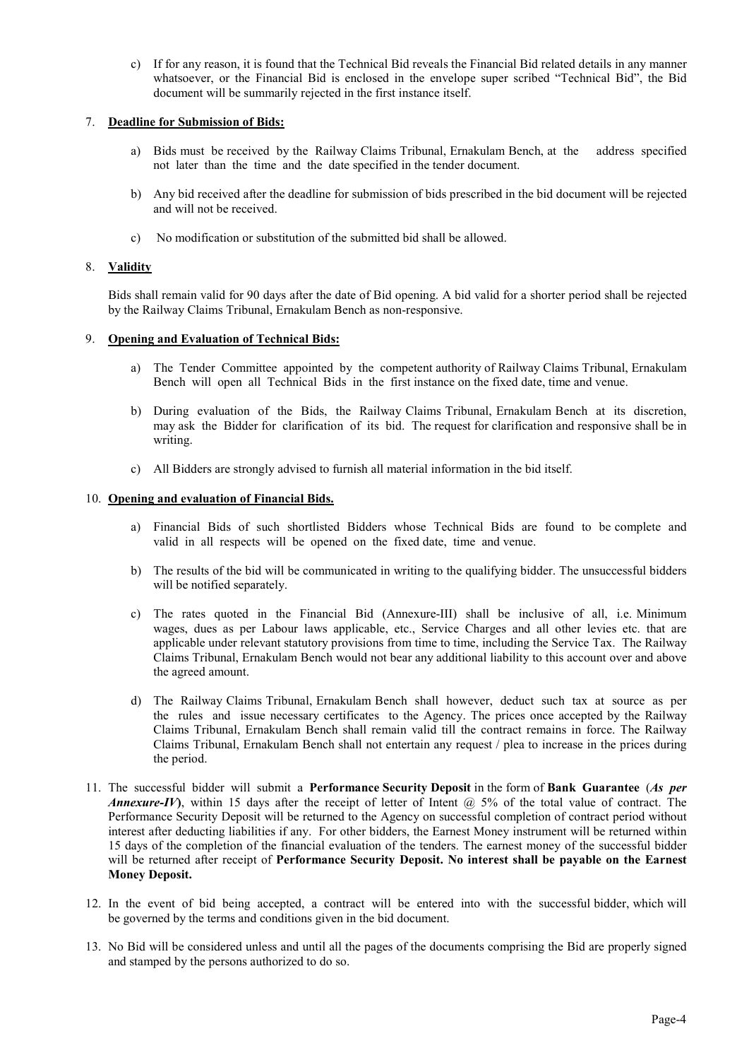c) If for any reason, it is found that the Technical Bid reveals the Financial Bid related details in any manner whatsoever, or the Financial Bid is enclosed in the envelope super scribed "Technical Bid", the Bid document will be summarily rejected in the first instance itself.

7. **Deadline for Submission of Bids:**

   a) Bids must be received by the Railway Claims Tribunal, Ernakulam Bench, at the address specified not later than the time and the date specified in the tender document.

   b) Any bid received after the deadline for submission of bids prescribed in the bid document will be rejected and will not be received.

   c) No modification or substitution of the submitted bid shall be allowed.

8. **Validity**

   Bids shall remain valid for 90 days after the date of Bid opening. A bid valid for a shorter period shall be rejected by the Railway Claims Tribunal, Ernakulam Bench as non-responsive.

9. **Opening and Evaluation of Technical Bids:**

   a) The Tender Committee appointed by the competent authority of Railway Claims Tribunal, Ernakulam Bench will open all Technical Bids in the first instance on the fixed date, time and venue.

   b) During evaluation of the Bids, the Railway Claims Tribunal, Ernakulam Bench at its discretion, may ask the Bidder for clarification of its bid. The request for clarification and responsive shall be in writing.

   c) All Bidders are strongly advised to furnish all material information in the bid itself.

10. **Opening and evaluation of Financial Bids.**

    a) Financial Bids of such shortlisted Bidders whose Technical Bids are found to be complete and valid in all respects will be opened on the fixed date, time and venue.

    b) The results of the bid will be communicated in writing to the qualifying bidder. The unsuccessful bidders will be notified separately.

    c) The rates quoted in the Financial Bid (Annexure-III) shall be inclusive of all, i.e. Minimum wages, dues as per Labour laws applicable, etc., Service Charges and all other levies etc. that are applicable under relevant statutory provisions from time to time, including the Service Tax. The Railway Claims Tribunal, Ernakulam Bench would not bear any additional liability to this account over and above the agreed amount.

    d) The Railway Claims Tribunal, Ernakulam Bench shall however, deduct such tax at source as per the rules and issue necessary certificates to the Agency. The prices once accepted by the Railway Claims Tribunal, Ernakulam Bench shall remain valid till the contract remains in force. The Railway Claims Tribunal, Ernakulam Bench shall not entertain any request / plea to increase in the prices during the period.

11. The successful bidder will submit a **Performance Security Deposit** in the form of **Bank Guarantee** (***As per Annexure-IV***), within 15 days after the receipt of letter of Intent @ 5% of the total value of contract. The Performance Security Deposit will be returned to the Agency on successful completion of contract period without interest after deducting liabilities if any. For other bidders, the Earnest Money instrument will be returned within 15 days of the completion of the financial evaluation of the tenders. The earnest money of the successful bidder will be returned after receipt of **Performance Security Deposit. No interest shall be payable on the Earnest Money Deposit.**

12. In the event of bid being accepted, a contract will be entered into with the successful bidder, which will be governed by the terms and conditions given in the bid document.

13. No Bid will be considered unless and until all the pages of the documents comprising the Bid are properly signed and stamped by the persons authorized to do so.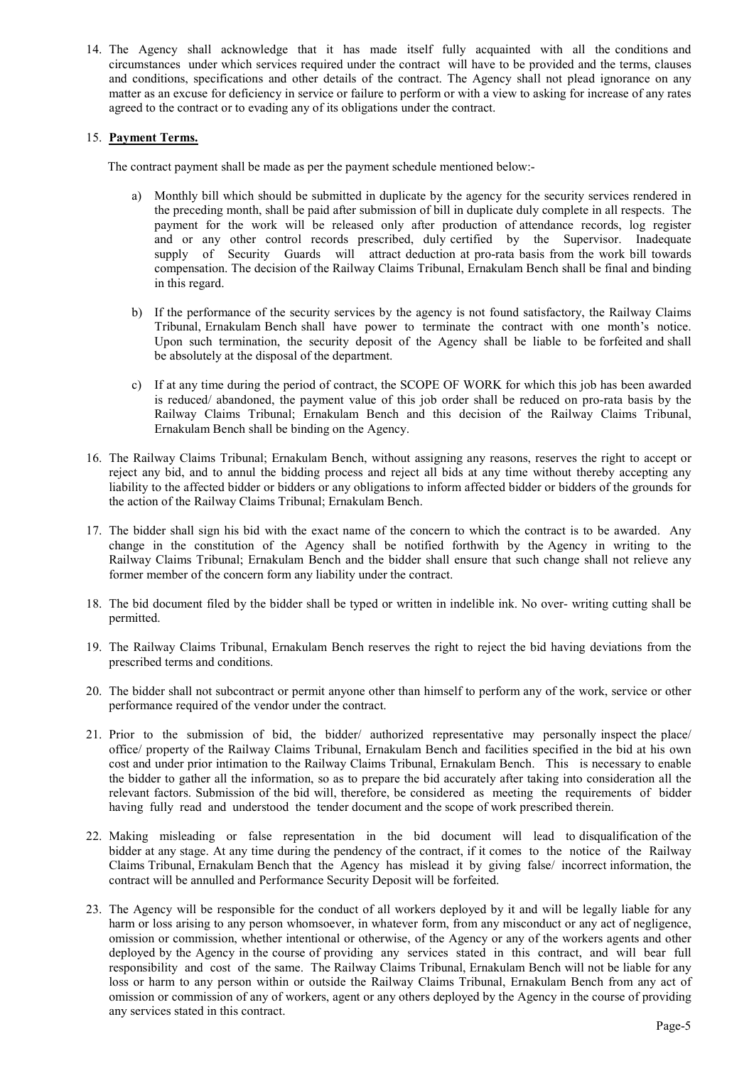14. The Agency shall acknowledge that it has made itself fully acquainted with all the conditions and circumstances under which services required under the contract will have to be provided and the terms, clauses and conditions, specifications and other details of the contract. The Agency shall not plead ignorance on any matter as an excuse for deficiency in service or failure to perform or with a view to asking for increase of any rates agreed to the contract or to evading any of its obligations under the contract.

15. **Payment Terms.**

    The contract payment shall be made as per the payment schedule mentioned below:-

    a) Monthly bill which should be submitted in duplicate by the agency for the security services rendered in the preceding month, shall be paid after submission of bill in duplicate duly complete in all respects. The payment for the work will be released only after production of attendance records, log register and or any other control records prescribed, duly certified by the Supervisor. Inadequate supply of Security Guards will attract deduction at pro-rata basis from the work bill towards compensation. The decision of the Railway Claims Tribunal, Ernakulam Bench shall be final and binding in this regard.

    b) If the performance of the security services by the agency is not found satisfactory, the Railway Claims Tribunal, Ernakulam Bench shall have power to terminate the contract with one month's notice. Upon such termination, the security deposit of the Agency shall be liable to be forfeited and shall be absolutely at the disposal of the department.

    c) If at any time during the period of contract, the SCOPE OF WORK for which this job has been awarded is reduced/ abandoned, the payment value of this job order shall be reduced on pro-rata basis by the Railway Claims Tribunal; Ernakulam Bench and this decision of the Railway Claims Tribunal, Ernakulam Bench shall be binding on the Agency.

16. The Railway Claims Tribunal; Ernakulam Bench, without assigning any reasons, reserves the right to accept or reject any bid, and to annul the bidding process and reject all bids at any time without thereby accepting any liability to the affected bidder or bidders or any obligations to inform affected bidder or bidders of the grounds for the action of the Railway Claims Tribunal; Ernakulam Bench.

17. The bidder shall sign his bid with the exact name of the concern to which the contract is to be awarded. Any change in the constitution of the Agency shall be notified forthwith by the Agency in writing to the Railway Claims Tribunal; Ernakulam Bench and the bidder shall ensure that such change shall not relieve any former member of the concern form any liability under the contract.

18. The bid document filed by the bidder shall be typed or written in indelible ink. No over- writing cutting shall be permitted.

19. The Railway Claims Tribunal, Ernakulam Bench reserves the right to reject the bid having deviations from the prescribed terms and conditions.

20. The bidder shall not subcontract or permit anyone other than himself to perform any of the work, service or other performance required of the vendor under the contract.

21. Prior to the submission of bid, the bidder/ authorized representative may personally inspect the place/ office/ property of the Railway Claims Tribunal, Ernakulam Bench and facilities specified in the bid at his own cost and under prior intimation to the Railway Claims Tribunal, Ernakulam Bench. This is necessary to enable the bidder to gather all the information, so as to prepare the bid accurately after taking into consideration all the relevant factors. Submission of the bid will, therefore, be considered as meeting the requirements of bidder having fully read and understood the tender document and the scope of work prescribed therein.

22. Making misleading or false representation in the bid document will lead to disqualification of the bidder at any stage. At any time during the pendency of the contract, if it comes to the notice of the Railway Claims Tribunal, Ernakulam Bench that the Agency has mislead it by giving false/ incorrect information, the contract will be annulled and Performance Security Deposit will be forfeited.

23. The Agency will be responsible for the conduct of all workers deployed by it and will be legally liable for any harm or loss arising to any person whomsoever, in whatever form, from any misconduct or any act of negligence, omission or commission, whether intentional or otherwise, of the Agency or any of the workers agents and other deployed by the Agency in the course of providing any services stated in this contract, and will bear full responsibility and cost of the same. The Railway Claims Tribunal, Ernakulam Bench will not be liable for any loss or harm to any person within or outside the Railway Claims Tribunal, Ernakulam Bench from any act of omission or commission of any of workers, agent or any others deployed by the Agency in the course of providing any services stated in this contract.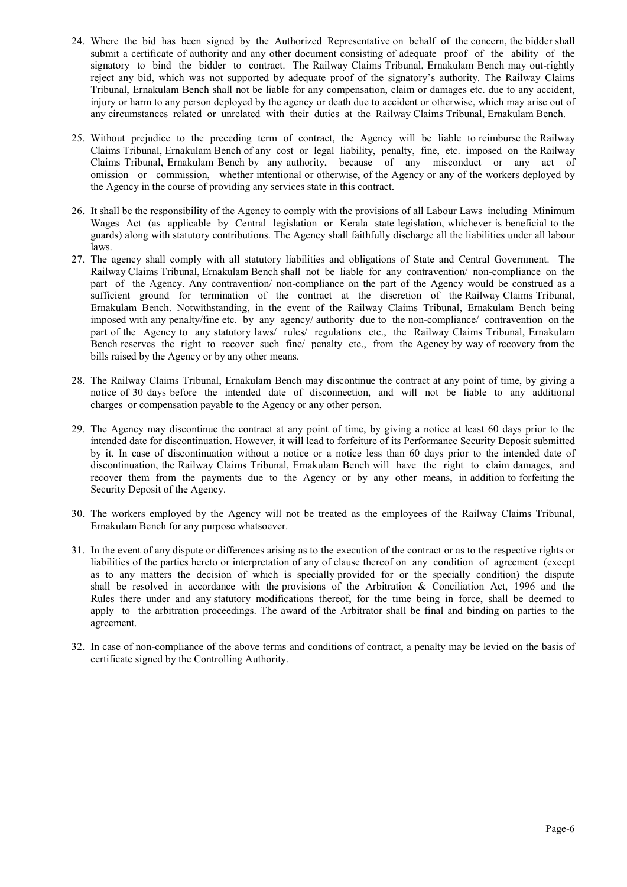24. Where the bid has been signed by the Authorized Representative on behalf of the concern, the bidder shall submit a certificate of authority and any other document consisting of adequate proof of the ability of the signatory to bind the bidder to contract. The Railway Claims Tribunal, Ernakulam Bench may out-rightly reject any bid, which was not supported by adequate proof of the signatory's authority. The Railway Claims Tribunal, Ernakulam Bench shall not be liable for any compensation, claim or damages etc. due to any accident, injury or harm to any person deployed by the agency or death due to accident or otherwise, which may arise out of any circumstances related or unrelated with their duties at the Railway Claims Tribunal, Ernakulam Bench.

25. Without prejudice to the preceding term of contract, the Agency will be liable to reimburse the Railway Claims Tribunal, Ernakulam Bench of any cost or legal liability, penalty, fine, etc. imposed on the Railway Claims Tribunal, Ernakulam Bench by any authority, because of any misconduct or any act of omission or commission, whether intentional or otherwise, of the Agency or any of the workers deployed by the Agency in the course of providing any services state in this contract.

26. It shall be the responsibility of the Agency to comply with the provisions of all Labour Laws including Minimum Wages Act (as applicable by Central legislation or Kerala state legislation, whichever is beneficial to the guards) along with statutory contributions. The Agency shall faithfully discharge all the liabilities under all labour laws.

27. The agency shall comply with all statutory liabilities and obligations of State and Central Government. The Railway Claims Tribunal, Ernakulam Bench shall not be liable for any contravention/ non-compliance on the part of the Agency. Any contravention/ non-compliance on the part of the Agency would be construed as a sufficient ground for termination of the contract at the discretion of the Railway Claims Tribunal, Ernakulam Bench. Notwithstanding, in the event of the Railway Claims Tribunal, Ernakulam Bench being imposed with any penalty/fine etc. by any agency/ authority due to the non-compliance/ contravention on the part of the Agency to any statutory laws/ rules/ regulations etc., the Railway Claims Tribunal, Ernakulam Bench reserves the right to recover such fine/ penalty etc., from the Agency by way of recovery from the bills raised by the Agency or by any other means.

28. The Railway Claims Tribunal, Ernakulam Bench may discontinue the contract at any point of time, by giving a notice of 30 days before the intended date of disconnection, and will not be liable to any additional charges or compensation payable to the Agency or any other person.

29. The Agency may discontinue the contract at any point of time, by giving a notice at least 60 days prior to the intended date for discontinuation. However, it will lead to forfeiture of its Performance Security Deposit submitted by it. In case of discontinuation without a notice or a notice less than 60 days prior to the intended date of discontinuation, the Railway Claims Tribunal, Ernakulam Bench will have the right to claim damages, and recover them from the payments due to the Agency or by any other means, in addition to forfeiting the Security Deposit of the Agency.

30. The workers employed by the Agency will not be treated as the employees of the Railway Claims Tribunal, Ernakulam Bench for any purpose whatsoever.

31. In the event of any dispute or differences arising as to the execution of the contract or as to the respective rights or liabilities of the parties hereto or interpretation of any of clause thereof on any condition of agreement (except as to any matters the decision of which is specially provided for or the specially condition) the dispute shall be resolved in accordance with the provisions of the Arbitration & Conciliation Act, 1996 and the Rules there under and any statutory modifications thereof, for the time being in force, shall be deemed to apply to the arbitration proceedings. The award of the Arbitrator shall be final and binding on parties to the agreement.

32. In case of non-compliance of the above terms and conditions of contract, a penalty may be levied on the basis of certificate signed by the Controlling Authority.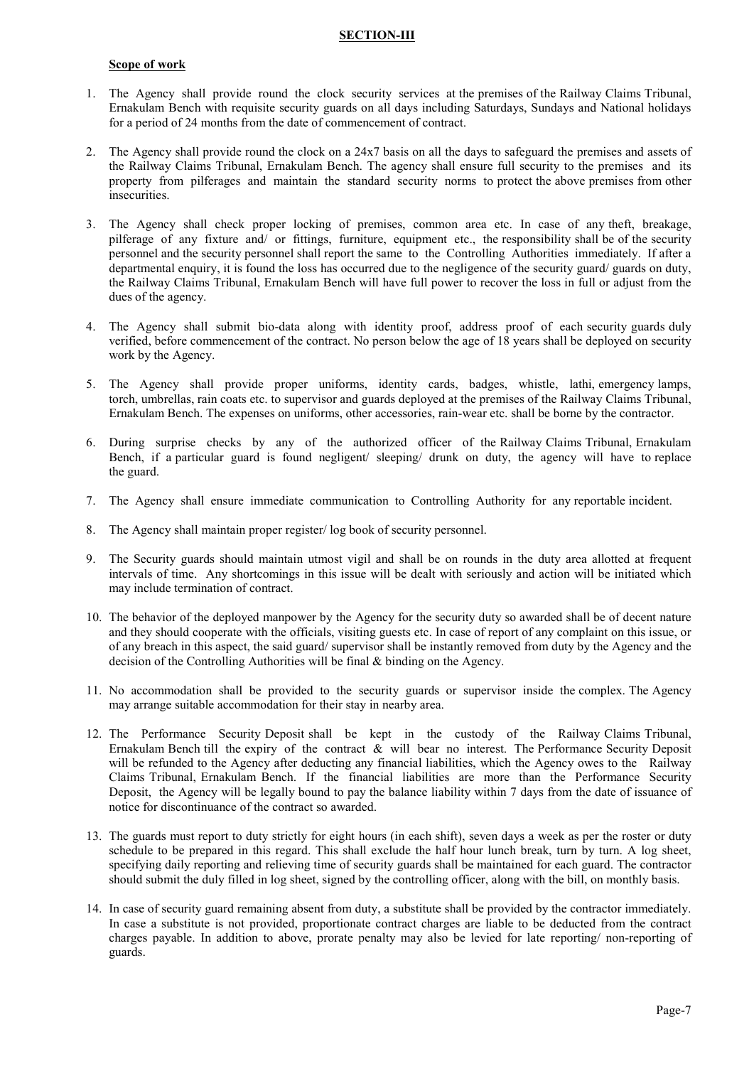## SECTION-III

**Scope of work**

1. The Agency shall provide round the clock security services at the premises of the Railway Claims Tribunal, Ernakulam Bench with requisite security guards on all days including Saturdays, Sundays and National holidays for a period of 24 months from the date of commencement of contract.

2. The Agency shall provide round the clock on a 24x7 basis on all the days to safeguard the premises and assets of the Railway Claims Tribunal, Ernakulam Bench. The agency shall ensure full security to the premises and its property from pilferages and maintain the standard security norms to protect the above premises from other insecurities.

3. The Agency shall check proper locking of premises, common area etc. In case of any theft, breakage, pilferage of any fixture and/ or fittings, furniture, equipment etc., the responsibility shall be of the security personnel and the security personnel shall report the same to the Controlling Authorities immediately. If after a departmental enquiry, it is found the loss has occurred due to the negligence of the security guard/ guards on duty, the Railway Claims Tribunal, Ernakulam Bench will have full power to recover the loss in full or adjust from the dues of the agency.

4. The Agency shall submit bio-data along with identity proof, address proof of each security guards duly verified, before commencement of the contract. No person below the age of 18 years shall be deployed on security work by the Agency.

5. The Agency shall provide proper uniforms, identity cards, badges, whistle, lathi, emergency lamps, torch, umbrellas, rain coats etc. to supervisor and guards deployed at the premises of the Railway Claims Tribunal, Ernakulam Bench. The expenses on uniforms, other accessories, rain-wear etc. shall be borne by the contractor.

6. During surprise checks by any of the authorized officer of the Railway Claims Tribunal, Ernakulam Bench, if a particular guard is found negligent/ sleeping/ drunk on duty, the agency will have to replace the guard.

7. The Agency shall ensure immediate communication to Controlling Authority for any reportable incident.

8. The Agency shall maintain proper register/ log book of security personnel.

9. The Security guards should maintain utmost vigil and shall be on rounds in the duty area allotted at frequent intervals of time. Any shortcomings in this issue will be dealt with seriously and action will be initiated which may include termination of contract.

10. The behavior of the deployed manpower by the Agency for the security duty so awarded shall be of decent nature and they should cooperate with the officials, visiting guests etc. In case of report of any complaint on this issue, or of any breach in this aspect, the said guard/ supervisor shall be instantly removed from duty by the Agency and the decision of the Controlling Authorities will be final & binding on the Agency.

11. No accommodation shall be provided to the security guards or supervisor inside the complex. The Agency may arrange suitable accommodation for their stay in nearby area.

12. The Performance Security Deposit shall be kept in the custody of the Railway Claims Tribunal, Ernakulam Bench till the expiry of the contract & will bear no interest. The Performance Security Deposit will be refunded to the Agency after deducting any financial liabilities, which the Agency owes to the Railway Claims Tribunal, Ernakulam Bench. If the financial liabilities are more than the Performance Security Deposit, the Agency will be legally bound to pay the balance liability within 7 days from the date of issuance of notice for discontinuance of the contract so awarded.

13. The guards must report to duty strictly for eight hours (in each shift), seven days a week as per the roster or duty schedule to be prepared in this regard. This shall exclude the half hour lunch break, turn by turn. A log sheet, specifying daily reporting and relieving time of security guards shall be maintained for each guard. The contractor should submit the duly filled in log sheet, signed by the controlling officer, along with the bill, on monthly basis.

14. In case of security guard remaining absent from duty, a substitute shall be provided by the contractor immediately. In case a substitute is not provided, proportionate contract charges are liable to be deducted from the contract charges payable. In addition to above, prorate penalty may also be levied for late reporting/ non-reporting of guards.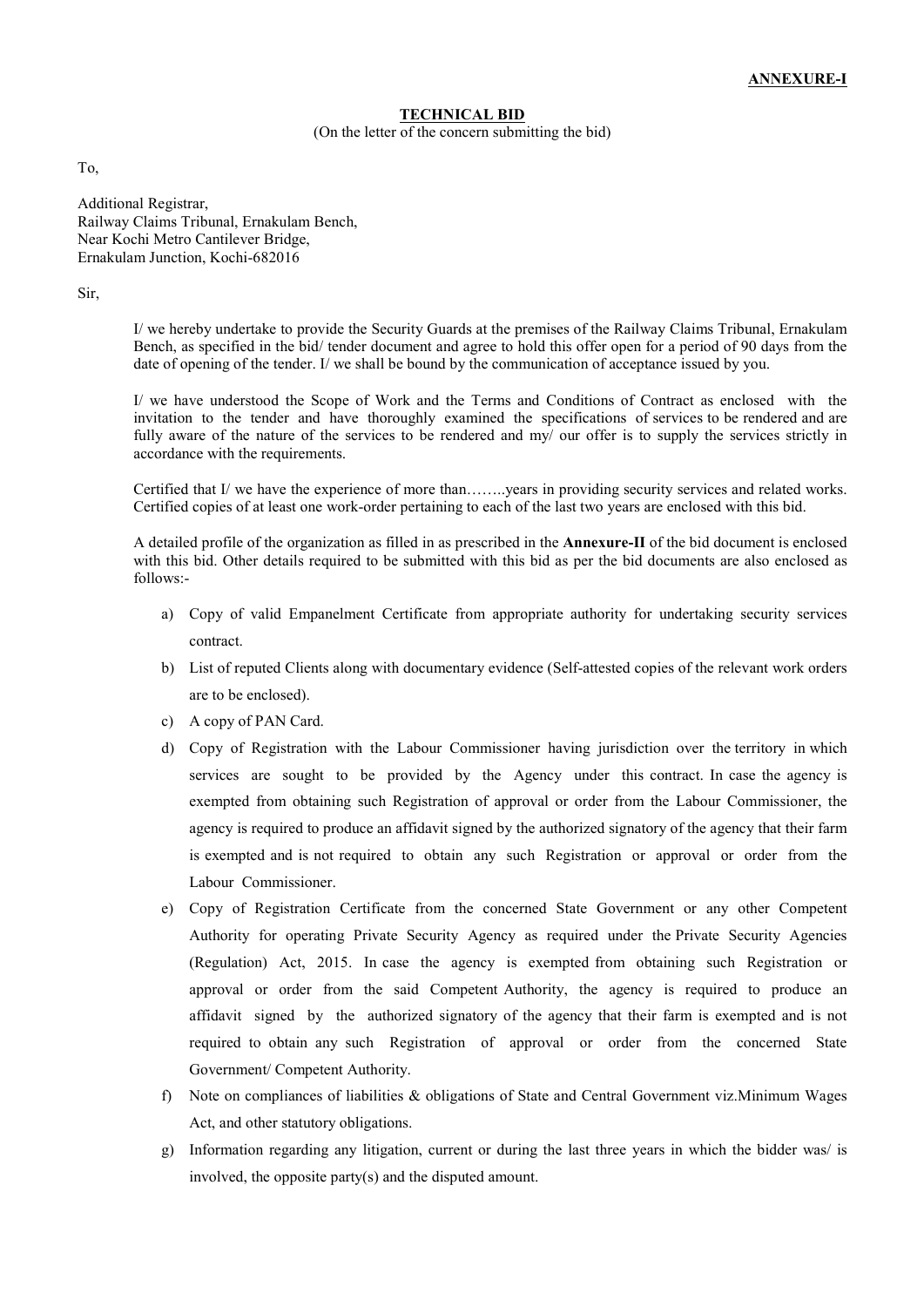**ANNEXURE-I**

**TECHNICAL BID**

(On the letter of the concern submitting the bid)

To,

Additional Registrar,
Railway Claims Tribunal, Ernakulam Bench,
Near Kochi Metro Cantilever Bridge,
Ernakulam Junction, Kochi-682016

Sir,

I/ we hereby undertake to provide the Security Guards at the premises of the Railway Claims Tribunal, Ernakulam Bench, as specified in the bid/ tender document and agree to hold this offer open for a period of 90 days from the date of opening of the tender. I/ we shall be bound by the communication of acceptance issued by you.

I/ we have understood the Scope of Work and the Terms and Conditions of Contract as enclosed with the invitation to the tender and have thoroughly examined the specifications of services to be rendered and are fully aware of the nature of the services to be rendered and my/ our offer is to supply the services strictly in accordance with the requirements.

Certified that I/ we have the experience of more than……..years in providing security services and related works. Certified copies of at least one work-order pertaining to each of the last two years are enclosed with this bid.

A detailed profile of the organization as filled in as prescribed in the **Annexure-II** of the bid document is enclosed with this bid. Other details required to be submitted with this bid as per the bid documents are also enclosed as follows:-

a) Copy of valid Empanelment Certificate from appropriate authority for undertaking security services contract.

b) List of reputed Clients along with documentary evidence (Self-attested copies of the relevant work orders are to be enclosed).

c) A copy of PAN Card.

d) Copy of Registration with the Labour Commissioner having jurisdiction over the territory in which services are sought to be provided by the Agency under this contract. In case the agency is exempted from obtaining such Registration of approval or order from the Labour Commissioner, the agency is required to produce an affidavit signed by the authorized signatory of the agency that their farm is exempted and is not required to obtain any such Registration or approval or order from the Labour Commissioner.

e) Copy of Registration Certificate from the concerned State Government or any other Competent Authority for operating Private Security Agency as required under the Private Security Agencies (Regulation) Act, 2015. In case the agency is exempted from obtaining such Registration or approval or order from the said Competent Authority, the agency is required to produce an affidavit signed by the authorized signatory of the agency that their farm is exempted and is not required to obtain any such Registration of approval or order from the concerned State Government/ Competent Authority.

f) Note on compliances of liabilities & obligations of State and Central Government viz.Minimum Wages Act, and other statutory obligations.

g) Information regarding any litigation, current or during the last three years in which the bidder was/ is involved, the opposite party(s) and the disputed amount.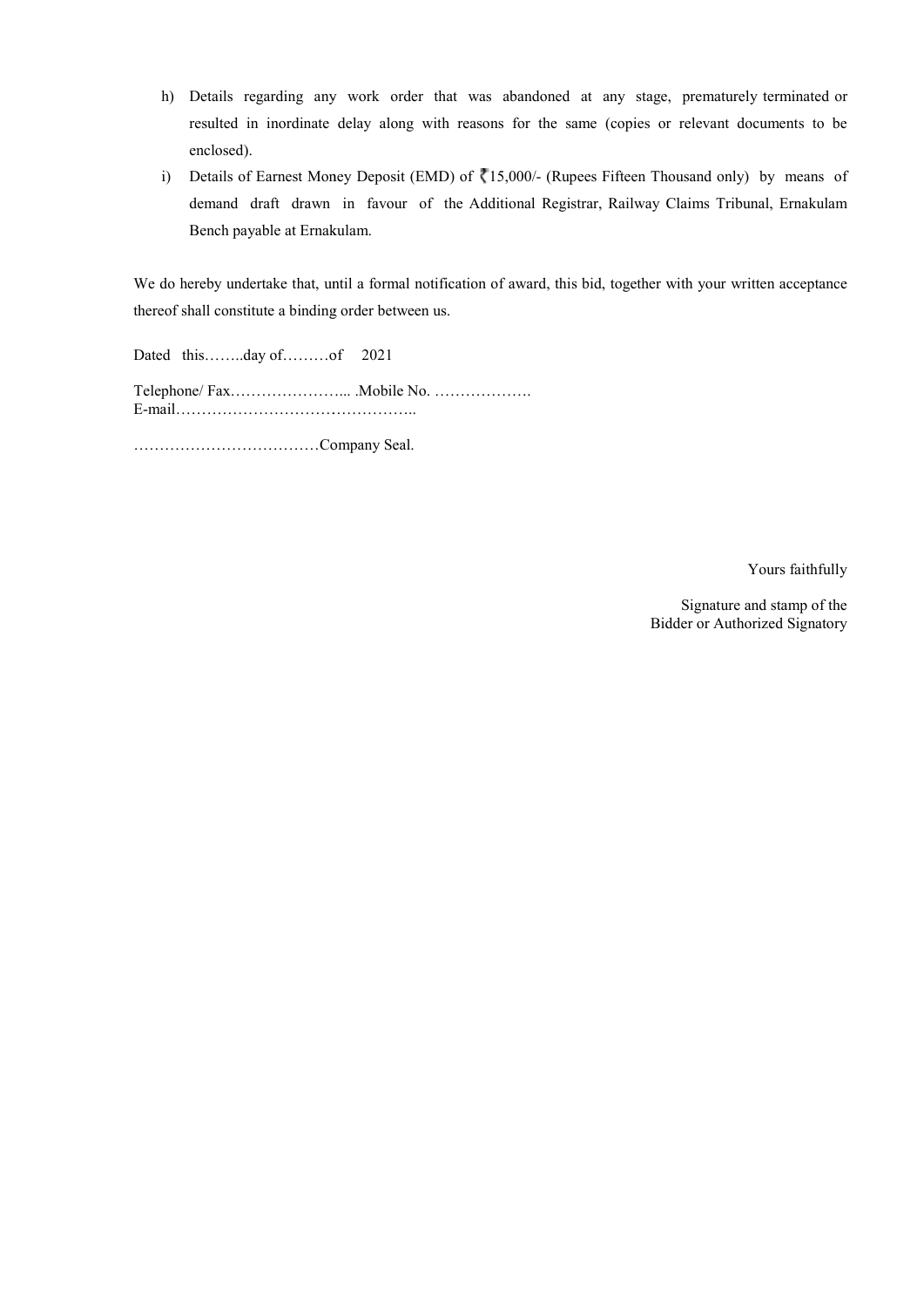h) Details regarding any work order that was abandoned at any stage, prematurely terminated or resulted in inordinate delay along with reasons for the same (copies or relevant documents to be enclosed).

i) Details of Earnest Money Deposit (EMD) of ₹15,000/- (Rupees Fifteen Thousand only) by means of demand draft drawn in favour of the Additional Registrar, Railway Claims Tribunal, Ernakulam Bench payable at Ernakulam.

We do hereby undertake that, until a formal notification of award, this bid, together with your written acceptance thereof shall constitute a binding order between us.

Dated this……..day of………of 2021

Telephone/ Fax…………………... .Mobile No. ……………….
E-mail………………………………………..

………………………………Company Seal.

Yours faithfully

Signature and stamp of the
Bidder or Authorized Signatory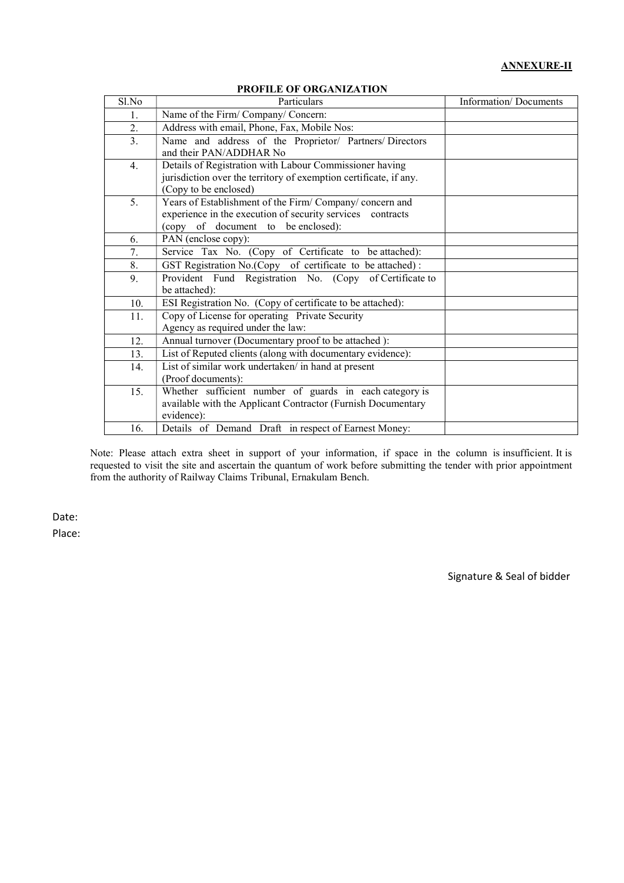**ANNEXURE-II**

**PROFILE OF ORGANIZATION**

| Sl.No | Particulars | Information/ Documents |
|---|---|---|
| 1. | Name of the Firm/ Company/ Concern: | |
| 2. | Address with email, Phone, Fax, Mobile Nos: | |
| 3. | Name and address of the Proprietor/ Partners/ Directors and their PAN/ADDHAR No | |
| 4. | Details of Registration with Labour Commissioner having jurisdiction over the territory of exemption certificate, if any. (Copy to be enclosed) | |
| 5. | Years of Establishment of the Firm/ Company/ concern and experience in the execution of security services contracts (copy of document to be enclosed): | |
| 6. | PAN (enclose copy): | |
| 7. | Service Tax No. (Copy of Certificate to be attached): | |
| 8. | GST Registration No.(Copy of certificate to be attached) : | |
| 9. | Provident Fund Registration No. (Copy of Certificate to be attached): | |
| 10. | ESI Registration No. (Copy of certificate to be attached): | |
| 11. | Copy of License for operating Private Security Agency as required under the law: | |
| 12. | Annual turnover (Documentary proof to be attached ): | |
| 13. | List of Reputed clients (along with documentary evidence): | |
| 14. | List of similar work undertaken/ in hand at present (Proof documents): | |
| 15. | Whether sufficient number of guards in each category is available with the Applicant Contractor (Furnish Documentary evidence): | |
| 16. | Details of Demand Draft in respect of Earnest Money: | |

Note: Please attach extra sheet in support of your information, if space in the column is insufficient. It is requested to visit the site and ascertain the quantum of work before submitting the tender with prior appointment from the authority of Railway Claims Tribunal, Ernakulam Bench.

Date:

Place:

Signature & Seal of bidder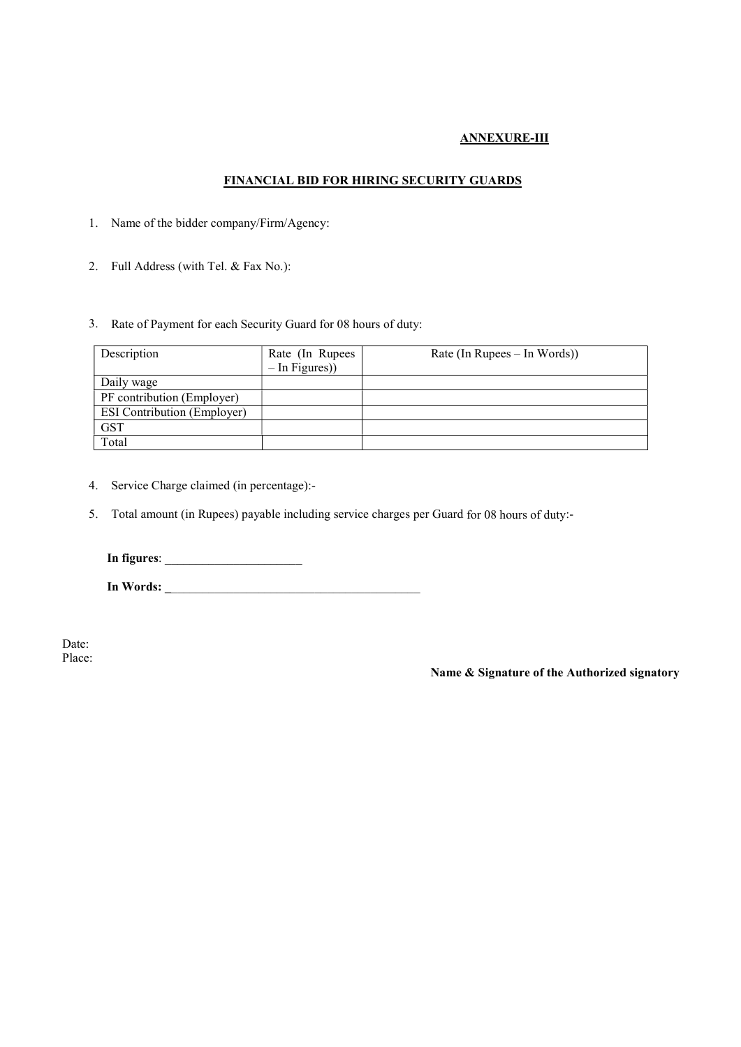**ANNEXURE-III**

## FINANCIAL BID FOR HIRING SECURITY GUARDS

1. Name of the bidder company/Firm/Agency:

2. Full Address (with Tel. & Fax No.):

3. Rate of Payment for each Security Guard for 08 hours of duty:

| Description | Rate (In Rupees – In Figures)) | Rate (In Rupees – In Words)) |
|---|---|---|
| Daily wage | | |
| PF contribution (Employer) | | |
| ESI Contribution (Employer) | | |
| GST | | |
| Total | | |

4. Service Charge claimed (in percentage):-

5. Total amount (in Rupees) payable including service charges per Guard for 08 hours of duty:-

**In figures**: ______________________

**In Words: ________________________________________**

Date:
Place:

**Name & Signature of the Authorized signatory**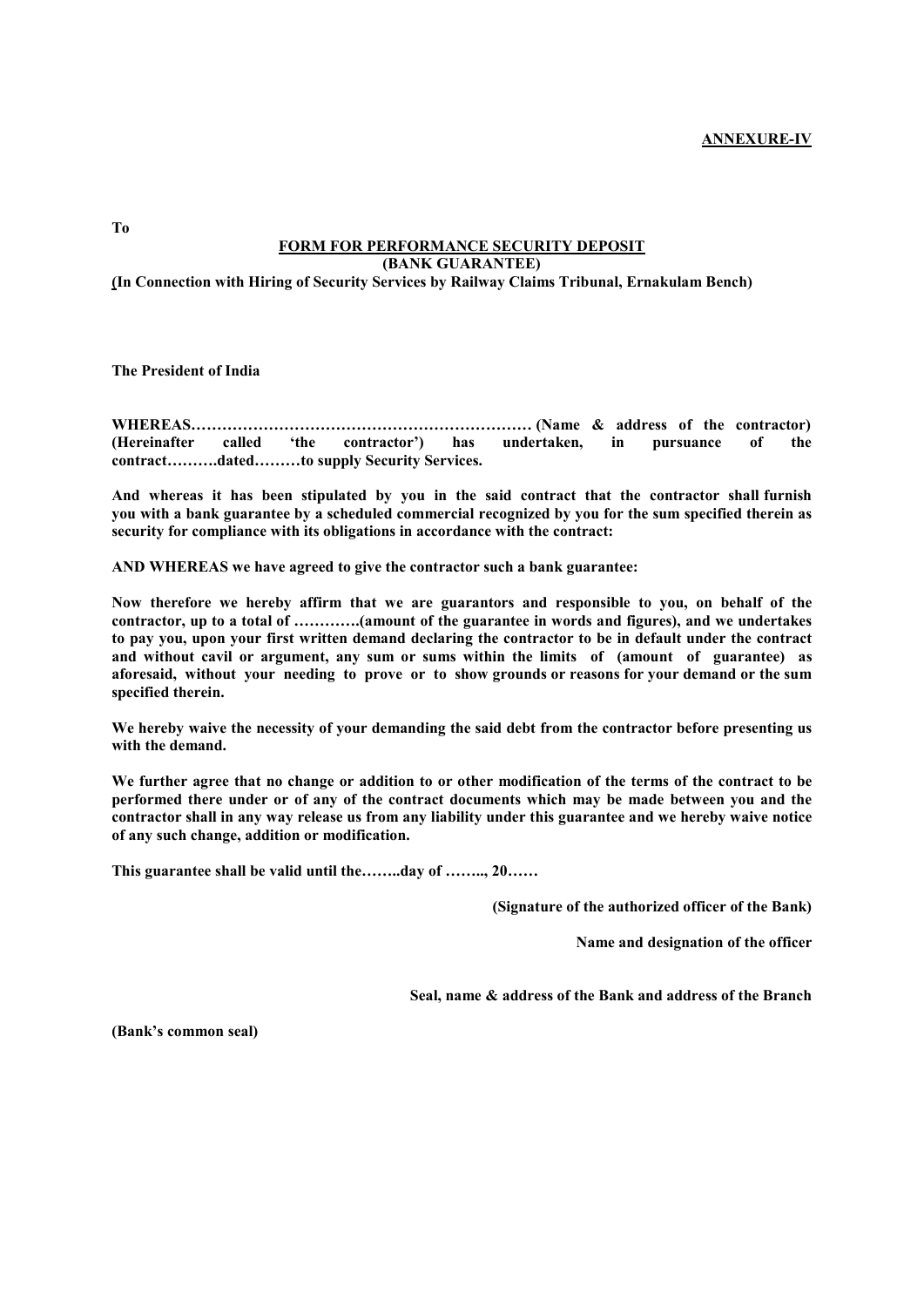**ANNEXURE-IV**

**To**

**FORM FOR PERFORMANCE SECURITY DEPOSIT**
**(BANK GUARANTEE)**
**(In Connection with Hiring of Security Services by Railway Claims Tribunal, Ernakulam Bench)**

**The President of India**

**WHEREAS………………………………………………………… (Name & address of the contractor) (Hereinafter called 'the contractor') has undertaken, in pursuance of the contract……….dated………to supply Security Services.**

**And whereas it has been stipulated by you in the said contract that the contractor shall furnish you with a bank guarantee by a scheduled commercial recognized by you for the sum specified therein as security for compliance with its obligations in accordance with the contract:**

**AND WHEREAS we have agreed to give the contractor such a bank guarantee:**

**Now therefore we hereby affirm that we are guarantors and responsible to you, on behalf of the contractor, up to a total of ………….(amount of the guarantee in words and figures), and we undertakes to pay you, upon your first written demand declaring the contractor to be in default under the contract and without cavil or argument, any sum or sums within the limits of (amount of guarantee) as aforesaid, without your needing to prove or to show grounds or reasons for your demand or the sum specified therein.**

**We hereby waive the necessity of your demanding the said debt from the contractor before presenting us with the demand.**

**We further agree that no change or addition to or other modification of the terms of the contract to be performed there under or of any of the contract documents which may be made between you and the contractor shall in any way release us from any liability under this guarantee and we hereby waive notice of any such change, addition or modification.**

**This guarantee shall be valid until the……..day of …….., 20……**

**(Signature of the authorized officer of the Bank)**

**Name and designation of the officer**

**Seal, name & address of the Bank and address of the Branch**

**(Bank's common seal)**